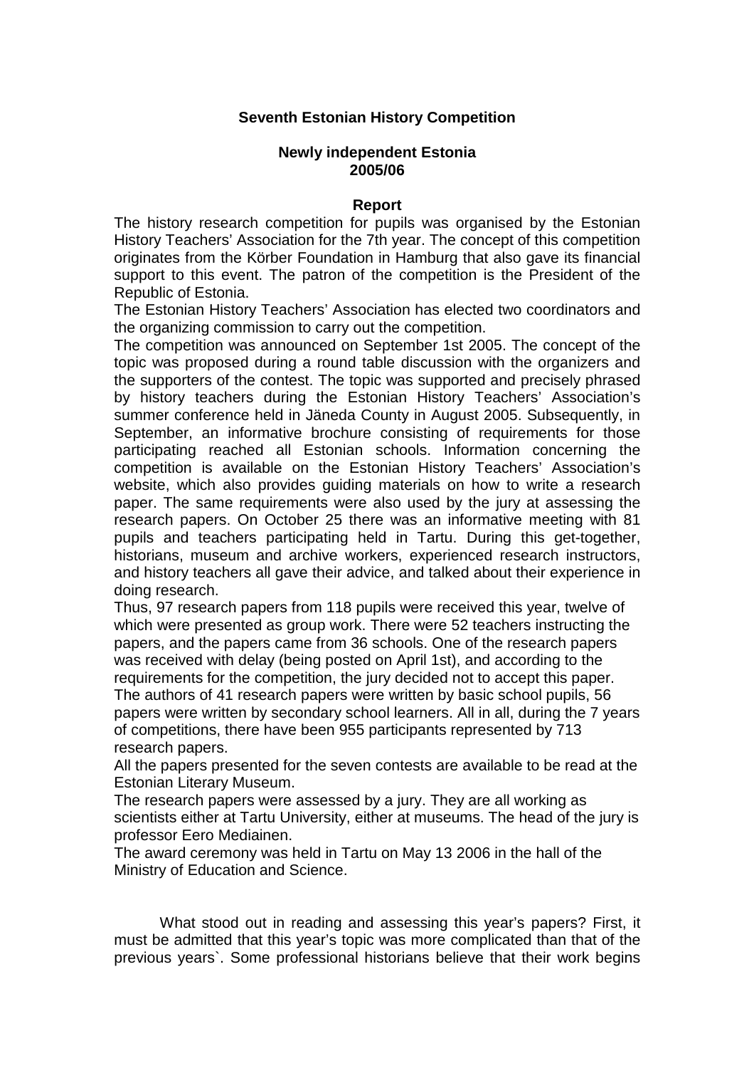**Seventh Estonian History Competition**

**Newly independent Estonia 2005/06**

**Report**

The history research competition for pupils was organised by the Estonian History Teachers' Association for the 7th year. The concept of this competition originates from the Körber Foundation in Hamburg that also gave its financial support to this event. The patron of the competition is the President of the Republic of Estonia.

The Estonian History Teachers' Association has elected two coordinators and the organizing commission to carry out the competition.

The competition was announced on September 1st 2005. The concept of the topic was proposed during a round table discussion with the organizers and the supporters of the contest. The topic was supported and precisely phrased by history teachers during the Estonian History Teachers' Association's summer conference held in Jäneda County in August 2005. Subsequently, in September, an informative brochure consisting of requirements for those participating reached all Estonian schools. Information concerning the competition is available on the Estonian History Teachers' Association's website, which also provides guiding materials on how to write a research paper. The same requirements were also used by the jury at assessing the research papers. On October 25 there was an informative meeting with 81 pupils and teachers participating held in Tartu. During this get-together, historians, museum and archive workers, experienced research instructors, and history teachers all gave their advice, and talked about their experience in doing research.

Thus, 97 research papers from 118 pupils were received this year, twelve of which were presented as group work. There were 52 teachers instructing the papers, and the papers came from 36 schools. One of the research papers was received with delay (being posted on April 1st), and according to the requirements for the competition, the jury decided not to accept this paper. The authors of 41 research papers were written by basic school pupils, 56 papers were written by secondary school learners. All in all, during the 7 years of competitions, there have been 955 participants represented by 713 research papers.

All the papers presented for the seven contests are available to be read at the Estonian Literary Museum.

The research papers were assessed by a jury. They are all working as scientists either at Tartu University, either at museums. The head of the jury is professor Eero Mediainen.

The award ceremony was held in Tartu on May 13 2006 in the hall of the Ministry of Education and Science.

What stood out in reading and assessing this year's papers? First, it must be admitted that this year's topic was more complicated than that of the previous years`. Some professional historians believe that their work begins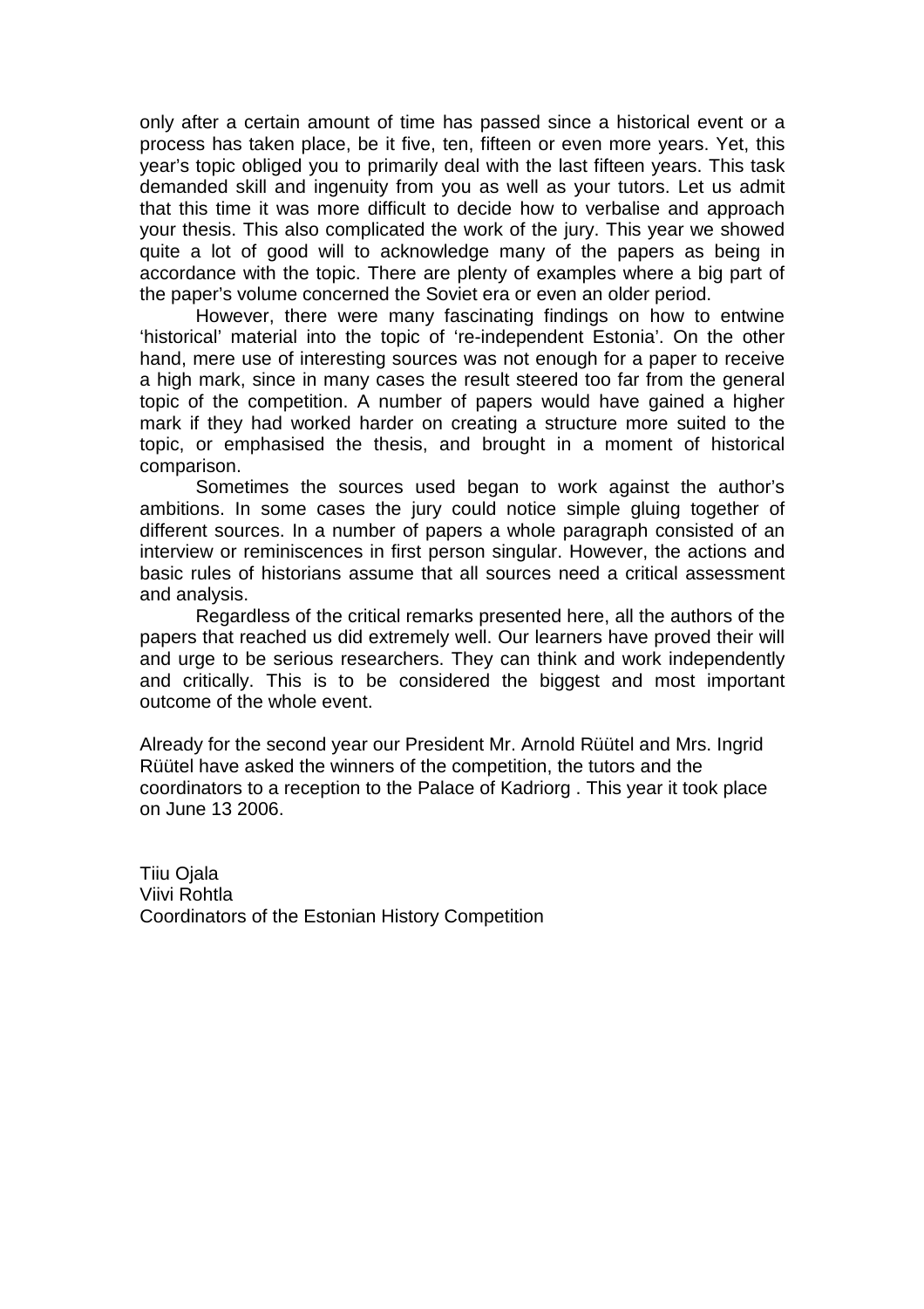only after a certain amount of time has passed since a historical event or a process has taken place, be it five, ten, fifteen or even more years. Yet, this year's topic obliged you to primarily deal with the last fifteen years. This task demanded skill and ingenuity from you as well as your tutors. Let us admit that this time it was more difficult to decide how to verbalise and approach your thesis. This also complicated the work of the jury. This year we showed quite a lot of good will to acknowledge many of the papers as being in accordance with the topic. There are plenty of examples where a big part of the paper's volume concerned the Soviet era or even an older period.

However, there were many fascinating findings on how to entwine 'historical' material into the topic of 're-independent Estonia'. On the other hand, mere use of interesting sources was not enough for a paper to receive a high mark, since in many cases the result steered too far from the general topic of the competition. A number of papers would have gained a higher mark if they had worked harder on creating a structure more suited to the topic, or emphasised the thesis, and brought in a moment of historical comparison.

Sometimes the sources used began to work against the author's ambitions. In some cases the jury could notice simple gluing together of different sources. In a number of papers a whole paragraph consisted of an interview or reminiscences in first person singular. However, the actions and basic rules of historians assume that all sources need a critical assessment and analysis.

Regardless of the critical remarks presented here, all the authors of the papers that reached us did extremely well. Our learners have proved their will and urge to be serious researchers. They can think and work independently and critically. This is to be considered the biggest and most important outcome of the whole event.

Already for the second year our President Mr. Arnold Rüütel and Mrs. Ingrid Rüütel have asked the winners of the competition, the tutors and the coordinators to a reception to the Palace of Kadriorg . This year it took place on June 13 2006.

Tiiu Ojala
Viivi Rohtla
Coordinators of the Estonian History Competition